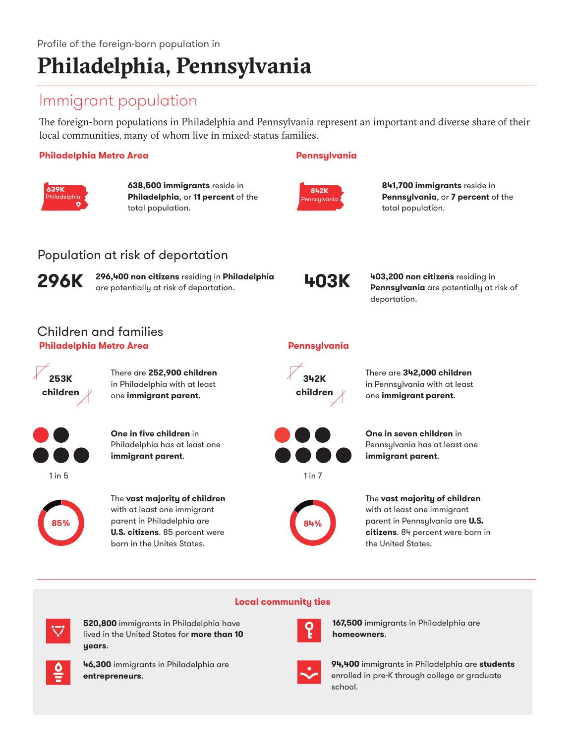Profile of the foreign-born population in

# Philadelphia, Pennsylvania

## Immigrant population

The foreign-born populations in Philadelphia and Pennsylvania represent an important and diverse share of their local communities, many of whom live in mixed-status families.

**Philadelphia Metro Area**

639K Philadelphia

**638,500 immigrants** reside in **Philadelphia**, or **11 percent** of the total population.

**Pennsylvania**

842K Pennsylvania

**841,700 immigrants** reside in **Pennsylvania**, or **7 percent** of the total population.

## Population at risk of deportation

**296K**

**296,400 non citizens** residing in **Philadelphia** are potentially at risk of deportation.

**403K**

**403,200 non citizens** residing in **Pennsylvania** are potentially at risk of deportation.

## Children and families

**Philadelphia Metro Area**

**253K children**

There are **252,900 children** in Philadelphia with at least one **immigrant parent**.

1 in 5

**One in five children** in Philadelphia has at least one **immigrant parent**.

85%

The **vast majority of children** with at least one immigrant parent in Philadelphia are **U.S. citizens**. 85 percent were born in the Unites States.

**Pennsylvania**

**342K children**

There are **342,000 children** in Pennsylvania with at least one **immigrant parent**.

1 in 7

**One in seven children** in Pennsylvania has at least one **immigrant parent**.

84%

The **vast majority of children** with at least one immigrant parent in Pennsylvania are **U.S. citizens**. 84 percent were born in the United States.

**Local community ties**

**520,800** immigrants in Philadelphia have lived in the United States for **more than 10 years**.

**167,500** immigrants in Philadelphia are **homeowners**.

**46,300** immigrants in Philadelphia are **entrepreneurs**.

**94,400** immigrants in Philadelphia are **students** enrolled in pre-K through college or graduate school.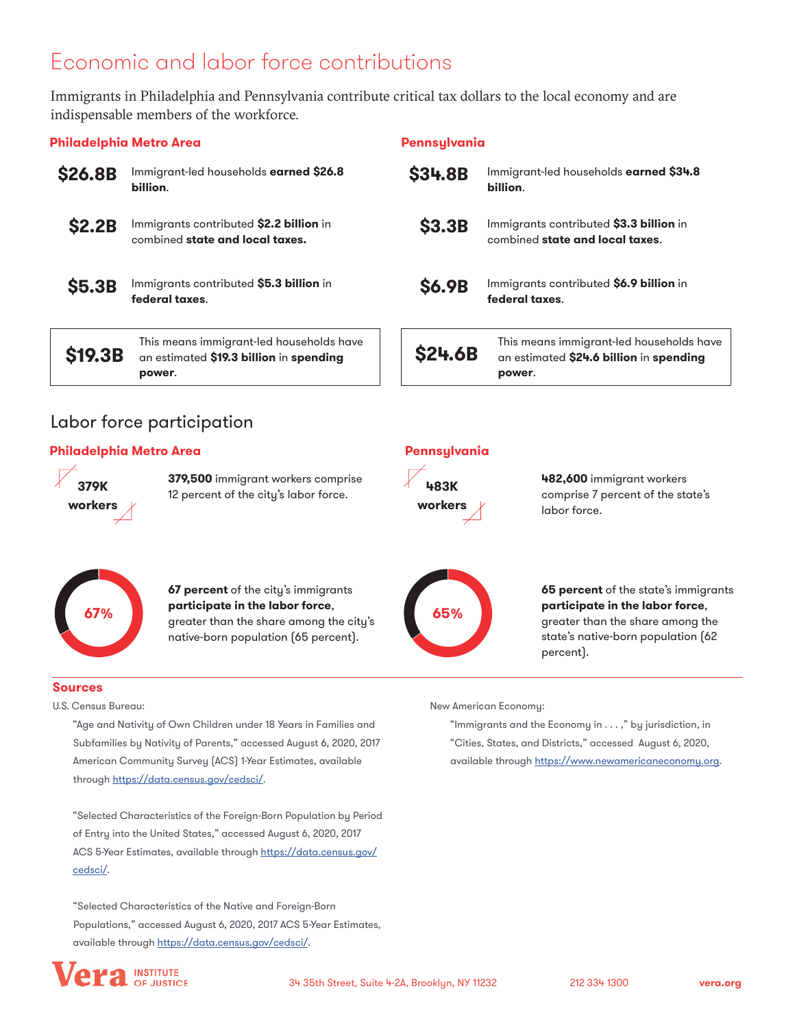# Economic and labor force contributions

Immigrants in Philadelphia and Pennsylvania contribute critical tax dollars to the local economy and are indispensable members of the workforce.

### Philadelphia Metro Area

**$26.8B** Immigrant-led households **earned $26.8 billion**.

**$2.2B** Immigrants contributed **$2.2 billion** in combined **state and local taxes.**

**$5.3B** Immigrants contributed **$5.3 billion** in **federal taxes**.

**$19.3B** This means immigrant-led households have an estimated **$19.3 billion** in **spending power**.

### Pennsylvania

**$34.8B** Immigrant-led households **earned $34.8 billion**.

**$3.3B** Immigrants contributed **$3.3 billion** in combined **state and local taxes**.

**$6.9B** Immigrants contributed **$6.9 billion** in **federal taxes**.

**$24.6B** This means immigrant-led households have an estimated **$24.6 billion** in **spending power**.

## Labor force participation

### Philadelphia Metro Area

**379K workers**

**379,500** immigrant workers comprise 12 percent of the city's labor force.

67%

**67 percent** of the city's immigrants **participate in the labor force**, greater than the share among the city's native-born population (65 percent).

### Pennsylvania

**483K workers**

**482,600** immigrant workers comprise 7 percent of the state's labor force.

65%

**65 percent** of the state's immigrants **participate in the labor force**, greater than the share among the state's native-born population (62 percent).

### Sources

U.S. Census Bureau:

"Age and Nativity of Own Children under 18 Years in Families and Subfamilies by Nativity of Parents," accessed August 6, 2020, 2017 American Community Survey (ACS) 1-Year Estimates, available through https://data.census.gov/cedsci/.

"Selected Characteristics of the Foreign-Born Population by Period of Entry into the United States," accessed August 6, 2020, 2017 ACS 5-Year Estimates, available through https://data.census.gov/cedsci/.

"Selected Characteristics of the Native and Foreign-Born Populations," accessed August 6, 2020, 2017 ACS 5-Year Estimates, available through https://data.census.gov/cedsci/.

New American Economy:

"Immigrants and the Economy in . . . ," by jurisdiction, in "Cities, States, and Districts," accessed August 6, 2020, available through https://www.newamericaneconomy.org.

Vera INSTITUTE OF JUSTICE 34 35th Street, Suite 4-2A, Brooklyn, NY 11232 212 334 1300 vera.org